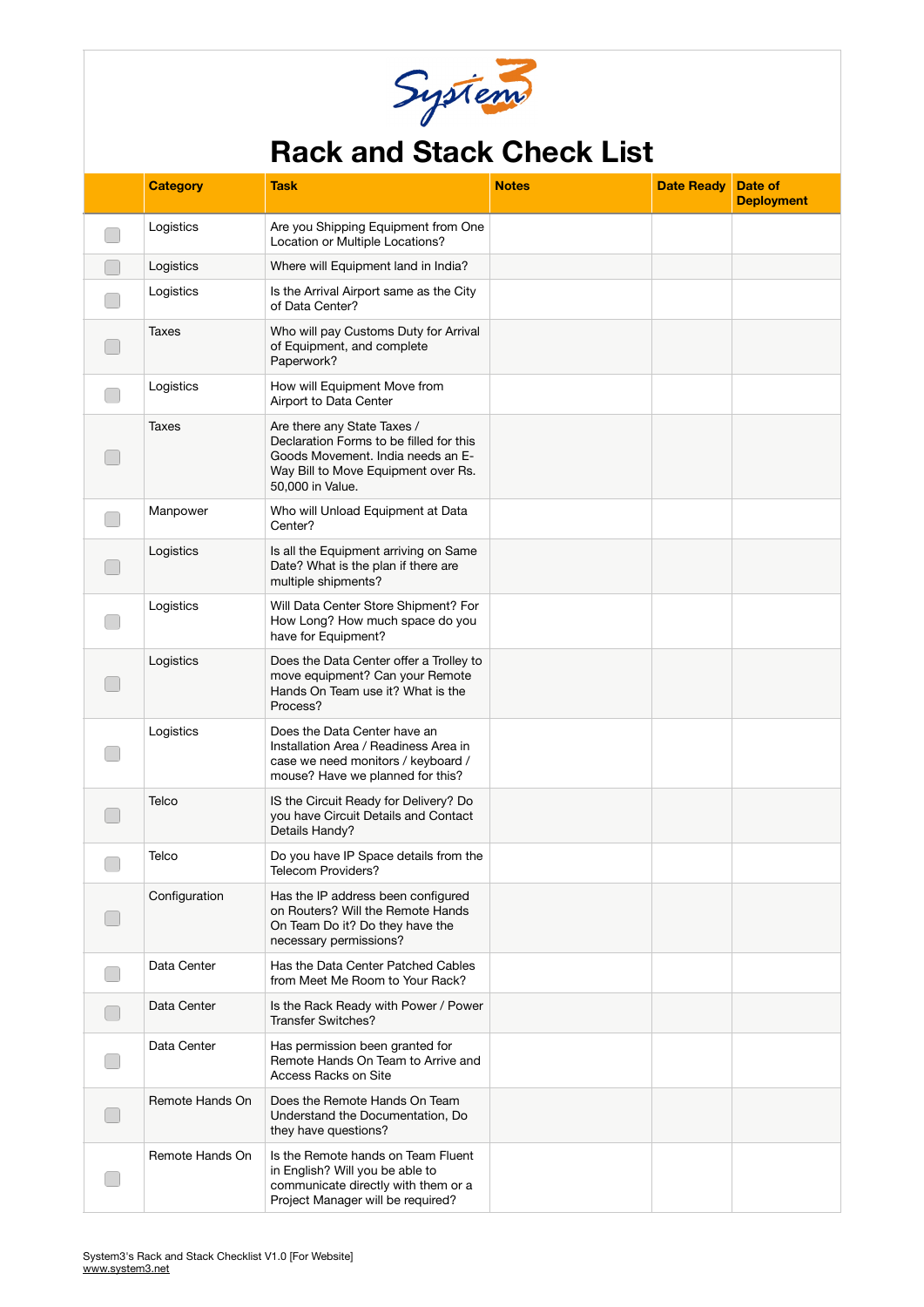# Rack and Stack Check List

| | Category | Task | Notes | Date Ready | Date of Deployment |
|---|---|---|---|---|---|
| ☐ | Logistics | Are you Shipping Equipment from One Location or Multiple Locations? | | | |
| ☐ | Logistics | Where will Equipment land in India? | | | |
| ☐ | Logistics | Is the Arrival Airport same as the City of Data Center? | | | |
| ☐ | Taxes | Who will pay Customs Duty for Arrival of Equipment, and complete Paperwork? | | | |
| ☐ | Logistics | How will Equipment Move from Airport to Data Center | | | |
| ☐ | Taxes | Are there any State Taxes / Declaration Forms to be filled for this Goods Movement. India needs an E-Way Bill to Move Equipment over Rs. 50,000 in Value. | | | |
| ☐ | Manpower | Who will Unload Equipment at Data Center? | | | |
| ☐ | Logistics | Is all the Equipment arriving on Same Date? What is the plan if there are multiple shipments? | | | |
| ☐ | Logistics | Will Data Center Store Shipment? For How Long? How much space do you have for Equipment? | | | |
| ☐ | Logistics | Does the Data Center offer a Trolley to move equipment? Can your Remote Hands On Team use it? What is the Process? | | | |
| ☐ | Logistics | Does the Data Center have an Installation Area / Readiness Area in case we need monitors / keyboard / mouse? Have we planned for this? | | | |
| ☐ | Telco | IS the Circuit Ready for Delivery? Do you have Circuit Details and Contact Details Handy? | | | |
| ☐ | Telco | Do you have IP Space details from the Telecom Providers? | | | |
| ☐ | Configuration | Has the IP address been configured on Routers? Will the Remote Hands On Team Do it? Do they have the necessary permissions? | | | |
| ☐ | Data Center | Has the Data Center Patched Cables from Meet Me Room to Your Rack? | | | |
| ☐ | Data Center | Is the Rack Ready with Power / Power Transfer Switches? | | | |
| ☐ | Data Center | Has permission been granted for Remote Hands On Team to Arrive and Access Racks on Site | | | |
| ☐ | Remote Hands On | Does the Remote Hands On Team Understand the Documentation, Do they have questions? | | | |
| ☐ | Remote Hands On | Is the Remote hands on Team Fluent in English? Will you be able to communicate directly with them or a Project Manager will be required? | | | |

System3's Rack and Stack Checklist V1.0 [For Website]
www.system3.net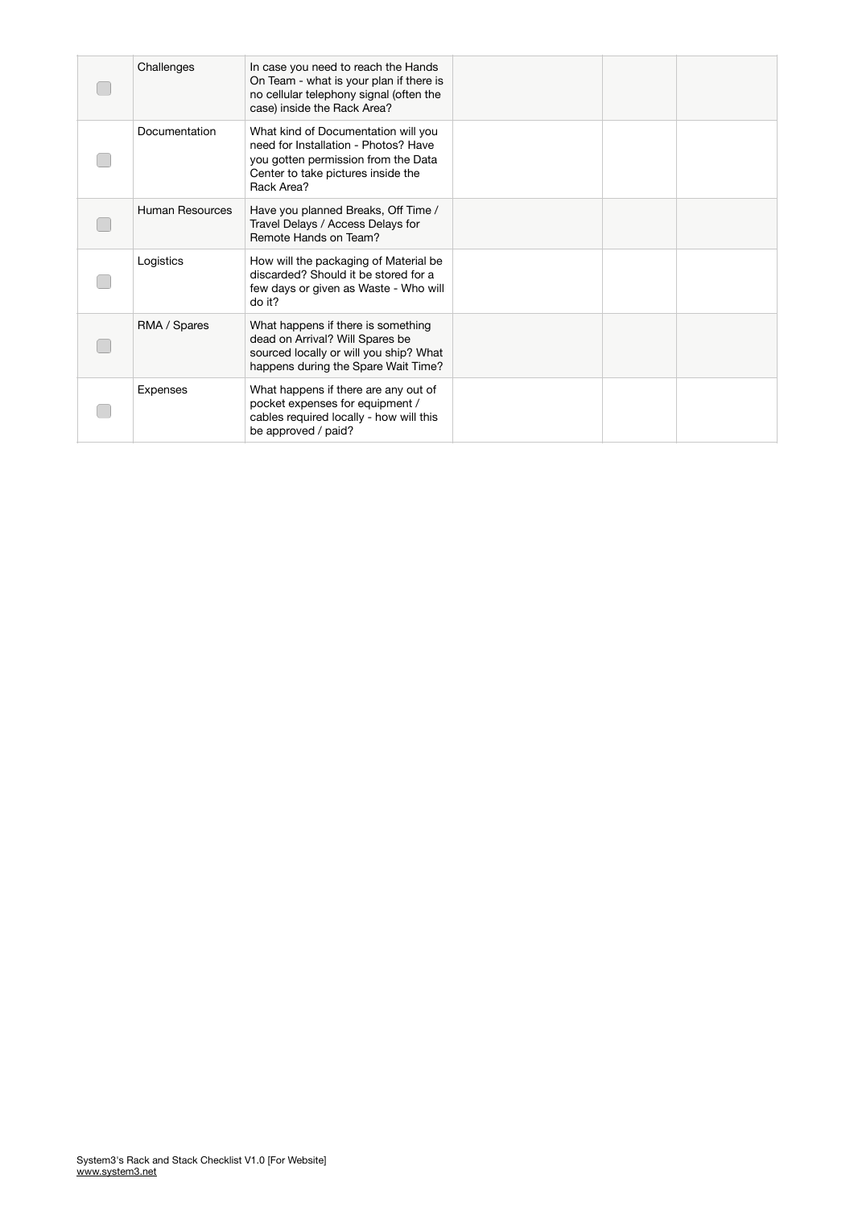| | | | | | |
|---|---|---|---|---|---|
| ☐ | Challenges | In case you need to reach the Hands On Team - what is your plan if there is no cellular telephony signal (often the case) inside the Rack Area? | | | |
| ☐ | Documentation | What kind of Documentation will you need for Installation - Photos? Have you gotten permission from the Data Center to take pictures inside the Rack Area? | | | |
| ☐ | Human Resources | Have you planned Breaks, Off Time / Travel Delays / Access Delays for Remote Hands on Team? | | | |
| ☐ | Logistics | How will the packaging of Material be discarded? Should it be stored for a few days or given as Waste - Who will do it? | | | |
| ☐ | RMA / Spares | What happens if there is something dead on Arrival? Will Spares be sourced locally or will you ship? What happens during the Spare Wait Time? | | | |
| ☐ | Expenses | What happens if there are any out of pocket expenses for equipment / cables required locally - how will this be approved / paid? | | | |